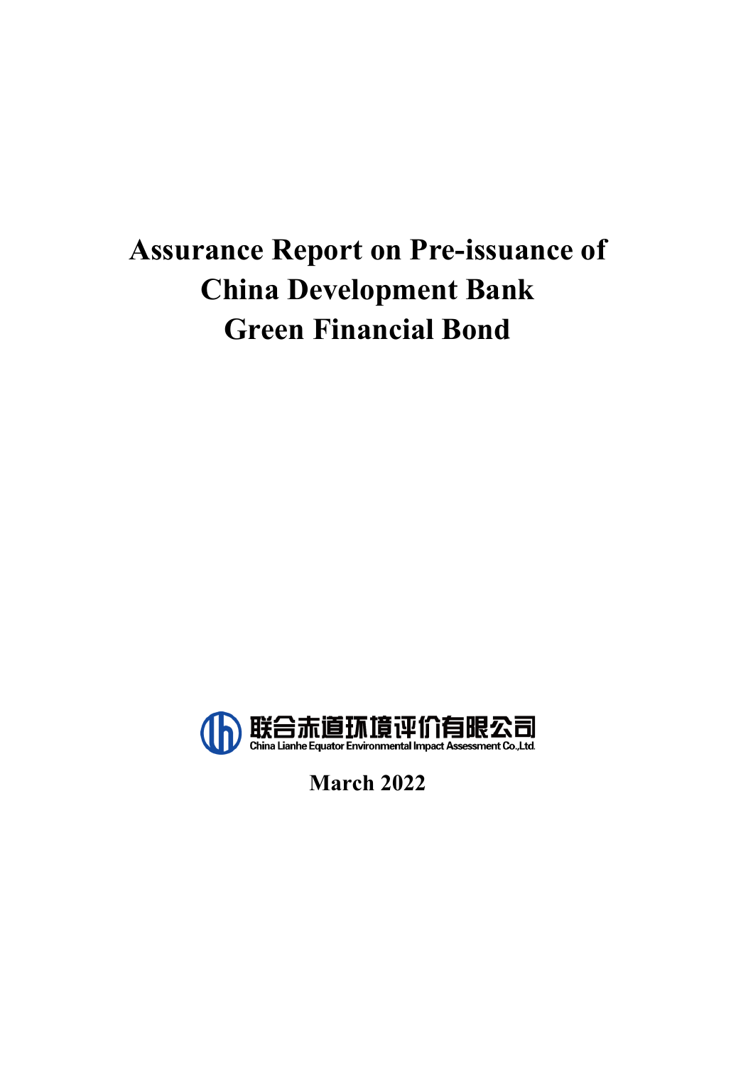# Assurance Report on Pre-issuance of China Development Bank Green Financial Bond

联合赤道环境评价有限公司

China Lianhe Equator Environmental Impact Assessment Co.,Ltd.

**March 2022**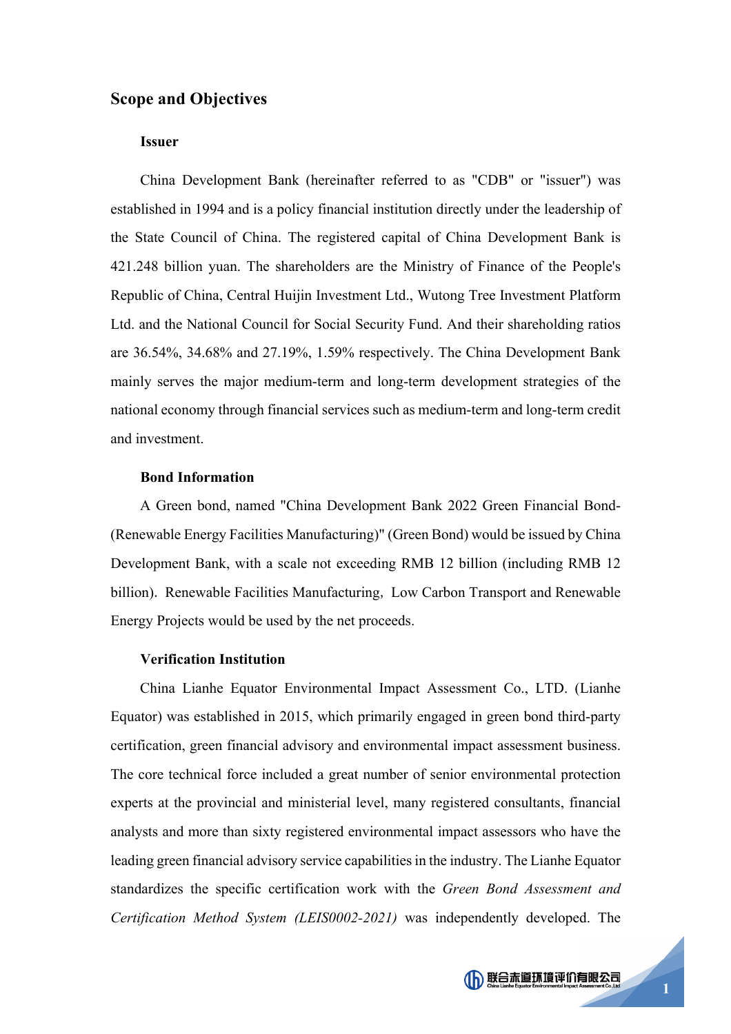## Scope and Objectives

### Issuer

China Development Bank (hereinafter referred to as "CDB" or "issuer") was established in 1994 and is a policy financial institution directly under the leadership of the State Council of China. The registered capital of China Development Bank is 421.248 billion yuan. The shareholders are the Ministry of Finance of the People's Republic of China, Central Huijin Investment Ltd., Wutong Tree Investment Platform Ltd. and the National Council for Social Security Fund. And their shareholding ratios are 36.54%, 34.68% and 27.19%, 1.59% respectively. The China Development Bank mainly serves the major medium-term and long-term development strategies of the national economy through financial services such as medium-term and long-term credit and investment.

### Bond Information

A Green bond, named "China Development Bank 2022 Green Financial Bond-(Renewable Energy Facilities Manufacturing)" (Green Bond) would be issued by China Development Bank, with a scale not exceeding RMB 12 billion (including RMB 12 billion). Renewable Facilities Manufacturing, Low Carbon Transport and Renewable Energy Projects would be used by the net proceeds.

### Verification Institution

China Lianhe Equator Environmental Impact Assessment Co., LTD. (Lianhe Equator) was established in 2015, which primarily engaged in green bond third-party certification, green financial advisory and environmental impact assessment business. The core technical force included a great number of senior environmental protection experts at the provincial and ministerial level, many registered consultants, financial analysts and more than sixty registered environmental impact assessors who have the leading green financial advisory service capabilities in the industry. The Lianhe Equator standardizes the specific certification work with the *Green Bond Assessment and Certification Method System (LEIS0002-2021)* was independently developed. The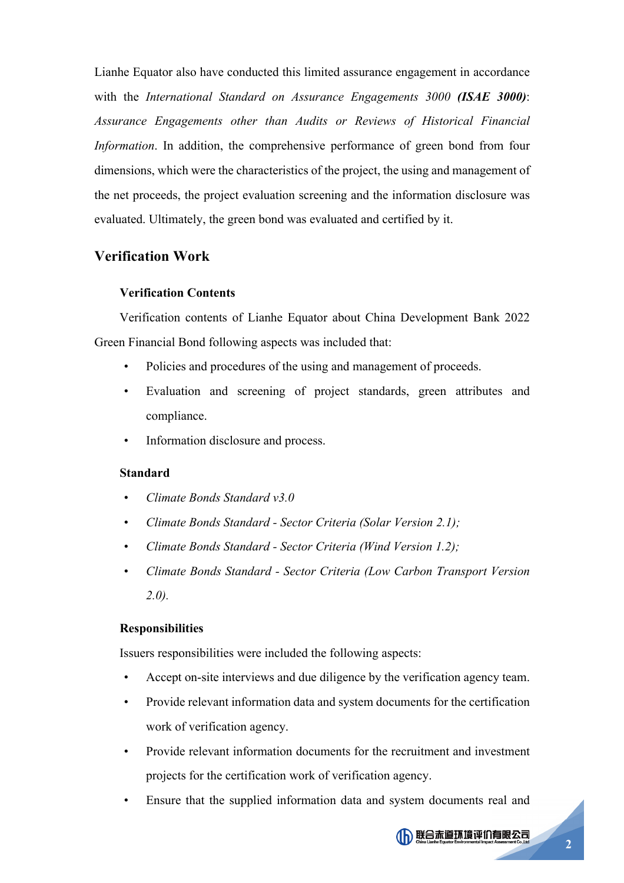Lianhe Equator also have conducted this limited assurance engagement in accordance with the *International Standard on Assurance Engagements 3000* ***(ISAE 3000)***: *Assurance Engagements other than Audits or Reviews of Historical Financial Information*. In addition, the comprehensive performance of green bond from four dimensions, which were the characteristics of the project, the using and management of the net proceeds, the project evaluation screening and the information disclosure was evaluated. Ultimately, the green bond was evaluated and certified by it.

## Verification Work

### Verification Contents

Verification contents of Lianhe Equator about China Development Bank 2022 Green Financial Bond following aspects was included that:

- Policies and procedures of the using and management of proceeds.
- Evaluation and screening of project standards, green attributes and compliance.
- Information disclosure and process.

### Standard

- *Climate Bonds Standard v3.0*
- *Climate Bonds Standard - Sector Criteria (Solar Version 2.1);*
- *Climate Bonds Standard - Sector Criteria (Wind Version 1.2);*
- *Climate Bonds Standard - Sector Criteria (Low Carbon Transport Version 2.0).*

### Responsibilities

Issuers responsibilities were included the following aspects:

- Accept on-site interviews and due diligence by the verification agency team.
- Provide relevant information data and system documents for the certification work of verification agency.
- Provide relevant information documents for the recruitment and investment projects for the certification work of verification agency.
- Ensure that the supplied information data and system documents real and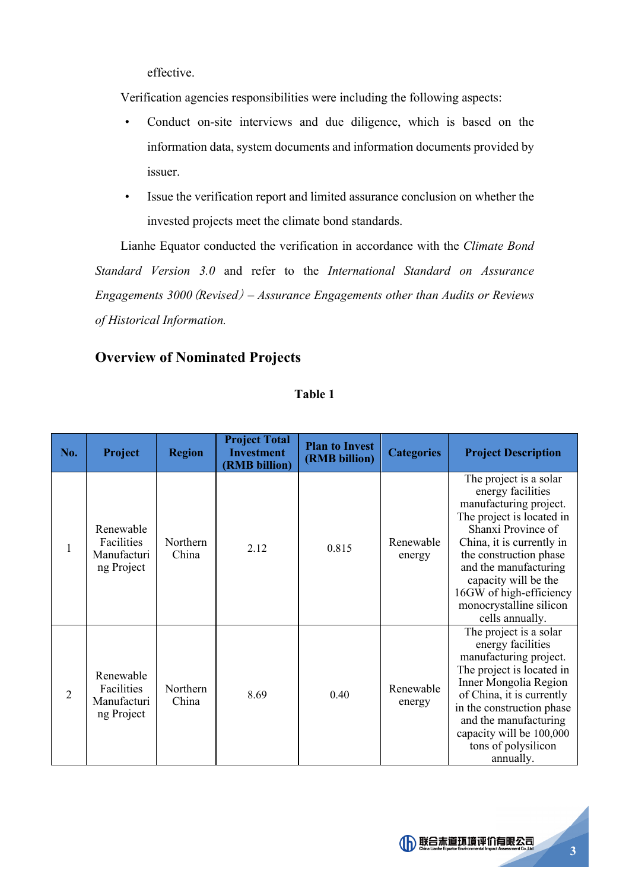effective.

Verification agencies responsibilities were including the following aspects:

- Conduct on-site interviews and due diligence, which is based on the information data, system documents and information documents provided by issuer.
- Issue the verification report and limited assurance conclusion on whether the invested projects meet the climate bond standards.

Lianhe Equator conducted the verification in accordance with the *Climate Bond Standard Version 3.0* and refer to the *International Standard on Assurance Engagements 3000 (Revised) – Assurance Engagements other than Audits or Reviews of Historical Information.*

## Overview of Nominated Projects

**Table 1**

| No. | Project | Region | Project Total Investment (RMB billion) | Plan to Invest (RMB billion) | Categories | Project Description |
|---|---|---|---|---|---|---|
| 1 | Renewable Facilities Manufacturing Project | Northern China | 2.12 | 0.815 | Renewable energy | The project is a solar energy facilities manufacturing project. The project is located in Shanxi Province of China, it is currently in the construction phase and the manufacturing capacity will be the 16GW of high-efficiency monocrystalline silicon cells annually. |
| 2 | Renewable Facilities Manufacturing Project | Northern China | 8.69 | 0.40 | Renewable energy | The project is a solar energy facilities manufacturing project. The project is located in Inner Mongolia Region of China, it is currently in the construction phase and the manufacturing capacity will be 100,000 tons of polysilicon annually. |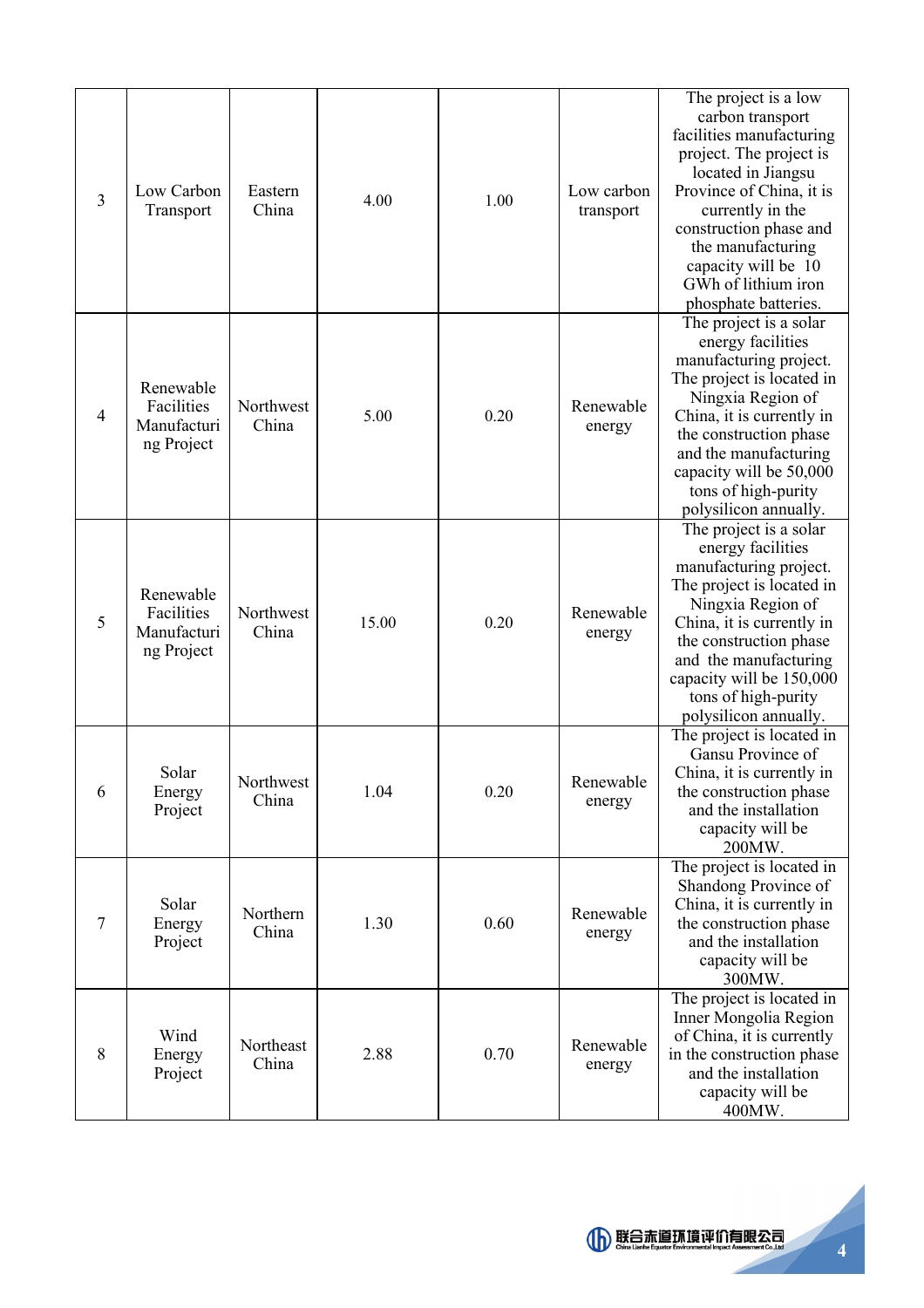| 3 | Low Carbon Transport | Eastern China | 4.00 | 1.00 | Low carbon transport | The project is a low carbon transport facilities manufacturing project. The project is located in Jiangsu Province of China, it is currently in the construction phase and the manufacturing capacity will be 10 GWh of lithium iron phosphate batteries. |
|---|---|---|---|---|---|---|
| 4 | Renewable Facilities Manufacturing Project | Northwest China | 5.00 | 0.20 | Renewable energy | The project is a solar energy facilities manufacturing project. The project is located in Ningxia Region of China, it is currently in the construction phase and the manufacturing capacity will be 50,000 tons of high-purity polysilicon annually. |
| 5 | Renewable Facilities Manufacturing Project | Northwest China | 15.00 | 0.20 | Renewable energy | The project is a solar energy facilities manufacturing project. The project is located in Ningxia Region of China, it is currently in the construction phase and the manufacturing capacity will be 150,000 tons of high-purity polysilicon annually. |
| 6 | Solar Energy Project | Northwest China | 1.04 | 0.20 | Renewable energy | The project is located in Gansu Province of China, it is currently in the construction phase and the installation capacity will be 200MW. |
| 7 | Solar Energy Project | Northern China | 1.30 | 0.60 | Renewable energy | The project is located in Shandong Province of China, it is currently in the construction phase and the installation capacity will be 300MW. |
| 8 | Wind Energy Project | Northeast China | 2.88 | 0.70 | Renewable energy | The project is located in Inner Mongolia Region of China, it is currently in the construction phase and the installation capacity will be 400MW. |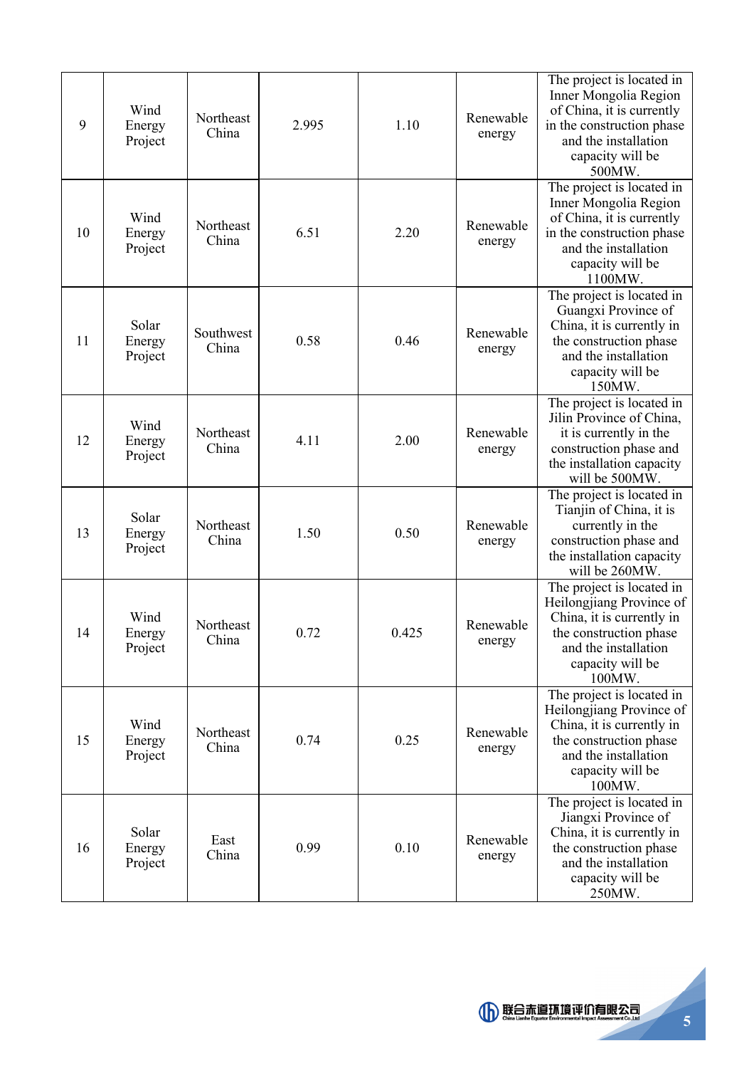| 9 | Wind Energy Project | Northeast China | 2.995 | 1.10 | Renewable energy | The project is located in Inner Mongolia Region of China, it is currently in the construction phase and the installation capacity will be 500MW. |
|---|---|---|---|---|---|---|
| 10 | Wind Energy Project | Northeast China | 6.51 | 2.20 | Renewable energy | The project is located in Inner Mongolia Region of China, it is currently in the construction phase and the installation capacity will be 1100MW. |
| 11 | Solar Energy Project | Southwest China | 0.58 | 0.46 | Renewable energy | The project is located in Guangxi Province of China, it is currently in the construction phase and the installation capacity will be 150MW. |
| 12 | Wind Energy Project | Northeast China | 4.11 | 2.00 | Renewable energy | The project is located in Jilin Province of China, it is currently in the construction phase and the installation capacity will be 500MW. |
| 13 | Solar Energy Project | Northeast China | 1.50 | 0.50 | Renewable energy | The project is located in Tianjin of China, it is currently in the construction phase and the installation capacity will be 260MW. |
| 14 | Wind Energy Project | Northeast China | 0.72 | 0.425 | Renewable energy | The project is located in Heilongjiang Province of China, it is currently in the construction phase and the installation capacity will be 100MW. |
| 15 | Wind Energy Project | Northeast China | 0.74 | 0.25 | Renewable energy | The project is located in Heilongjiang Province of China, it is currently in the construction phase and the installation capacity will be 100MW. |
| 16 | Solar Energy Project | East China | 0.99 | 0.10 | Renewable energy | The project is located in Jiangxi Province of China, it is currently in the construction phase and the installation capacity will be 250MW. |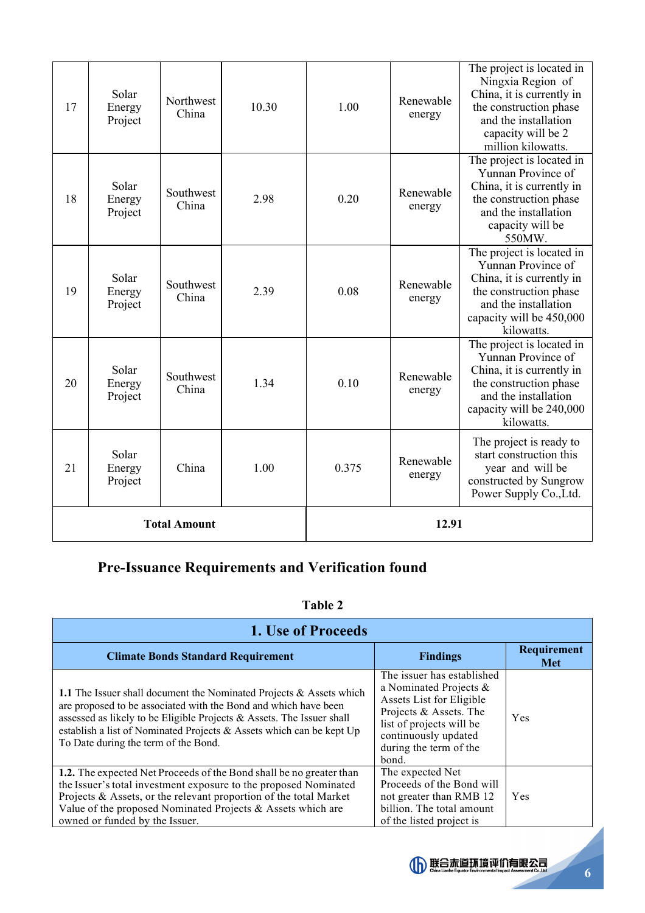| 17 | Solar Energy Project | Northwest China | 10.30 | 1.00 | Renewable energy | The project is located in Ningxia Region of China, it is currently in the construction phase and the installation capacity will be 2 million kilowatts. |
|---|---|---|---|---|---|---|
| 18 | Solar Energy Project | Southwest China | 2.98 | 0.20 | Renewable energy | The project is located in Yunnan Province of China, it is currently in the construction phase and the installation capacity will be 550MW. |
| 19 | Solar Energy Project | Southwest China | 2.39 | 0.08 | Renewable energy | The project is located in Yunnan Province of China, it is currently in the construction phase and the installation capacity will be 450,000 kilowatts. |
| 20 | Solar Energy Project | Southwest China | 1.34 | 0.10 | Renewable energy | The project is located in Yunnan Province of China, it is currently in the construction phase and the installation capacity will be 240,000 kilowatts. |
| 21 | Solar Energy Project | China | 1.00 | 0.375 | Renewable energy | The project is ready to start construction this year and will be constructed by Sungrow Power Supply Co.,Ltd. |
| **Total Amount** | | | | **12.91** | | |

## Pre-Issuance Requirements and Verification found

**Table 2**

| **1. Use of Proceeds** | | |
|---|---|---|
| **Climate Bonds Standard Requirement** | **Findings** | **Requirement Met** |
| **1.1** The Issuer shall document the Nominated Projects & Assets which are proposed to be associated with the Bond and which have been assessed as likely to be Eligible Projects & Assets. The Issuer shall establish a list of Nominated Projects & Assets which can be kept Up To Date during the term of the Bond. | The issuer has established a Nominated Projects & Assets List for Eligible Projects & Assets. The list of projects will be continuously updated during the term of the bond. | Yes |
| **1.2.** The expected Net Proceeds of the Bond shall be no greater than the Issuer's total investment exposure to the proposed Nominated Projects & Assets, or the relevant proportion of the total Market Value of the proposed Nominated Projects & Assets which are owned or funded by the Issuer. | The expected Net Proceeds of the Bond will not greater than RMB 12 billion. The total amount of the listed project is | Yes |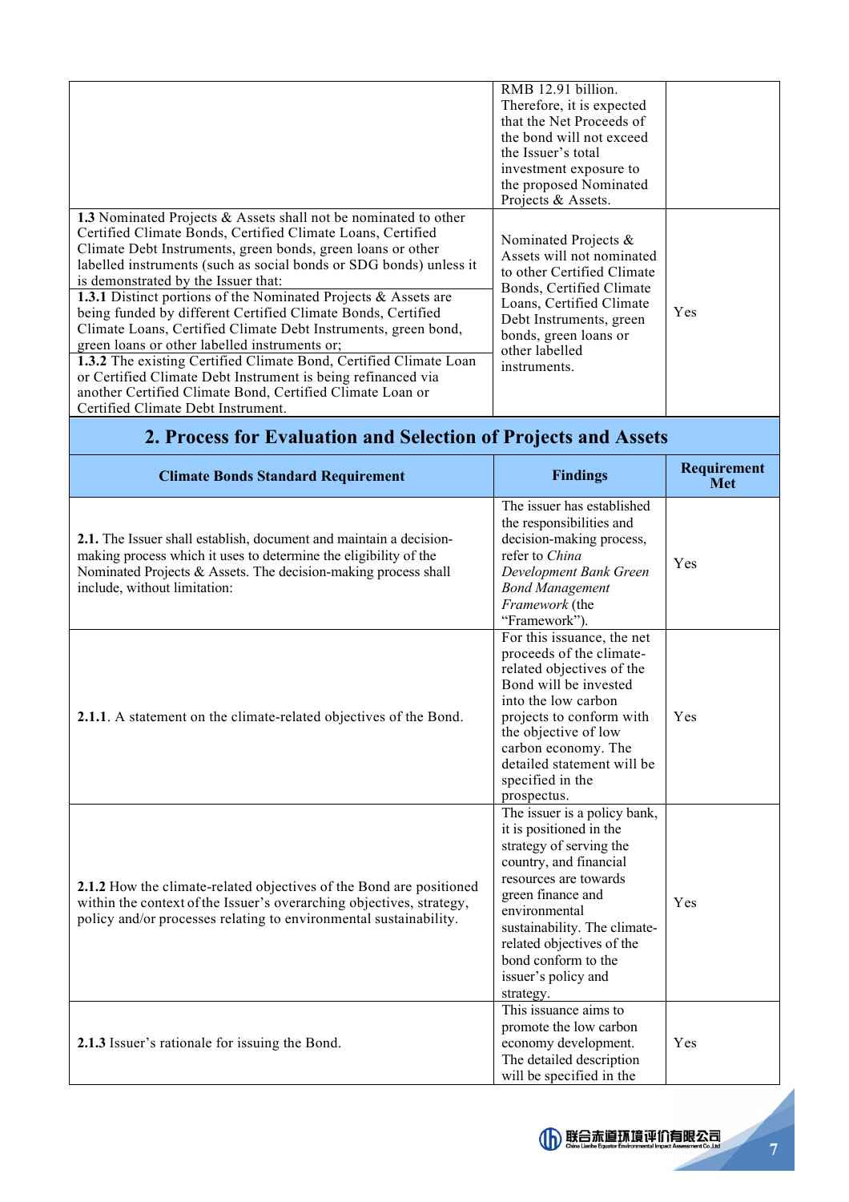| | | |
|---|---|---|
| | RMB 12.91 billion. Therefore, it is expected that the Net Proceeds of the bond will not exceed the Issuer's total investment exposure to the proposed Nominated Projects & Assets. | |
| **1.3** Nominated Projects & Assets shall not be nominated to other Certified Climate Bonds, Certified Climate Loans, Certified Climate Debt Instruments, green bonds, green loans or other labelled instruments (such as social bonds or SDG bonds) unless it is demonstrated by the Issuer that:<br>**1.3.1** Distinct portions of the Nominated Projects & Assets are being funded by different Certified Climate Bonds, Certified Climate Loans, Certified Climate Debt Instruments, green bond, green loans or other labelled instruments or;<br>**1.3.2** The existing Certified Climate Bond, Certified Climate Loan or Certified Climate Debt Instrument is being refinanced via another Certified Climate Bond, Certified Climate Loan or Certified Climate Debt Instrument. | Nominated Projects & Assets will not nominated to other Certified Climate Bonds, Certified Climate Loans, Certified Climate Debt Instruments, green bonds, green loans or other labelled instruments. | Yes |

## 2. Process for Evaluation and Selection of Projects and Assets

| Climate Bonds Standard Requirement | Findings | Requirement Met |
|---|---|---|
| **2.1.** The Issuer shall establish, document and maintain a decision-making process which it uses to determine the eligibility of the Nominated Projects & Assets. The decision-making process shall include, without limitation: | The issuer has established the responsibilities and decision-making process, refer to *China Development Bank Green Bond Management Framework* (the "Framework"). | Yes |
| **2.1.1**. A statement on the climate-related objectives of the Bond. | For this issuance, the net proceeds of the climate-related objectives of the Bond will be invested into the low carbon projects to conform with the objective of low carbon economy. The detailed statement will be specified in the prospectus. | Yes |
| **2.1.2** How the climate-related objectives of the Bond are positioned within the context of the Issuer's overarching objectives, strategy, policy and/or processes relating to environmental sustainability. | The issuer is a policy bank, it is positioned in the strategy of serving the country, and financial resources are towards green finance and environmental sustainability. The climate-related objectives of the bond conform to the issuer's policy and strategy. | Yes |
| **2.1.3** Issuer's rationale for issuing the Bond. | This issuance aims to promote the low carbon economy development. The detailed description will be specified in the | Yes |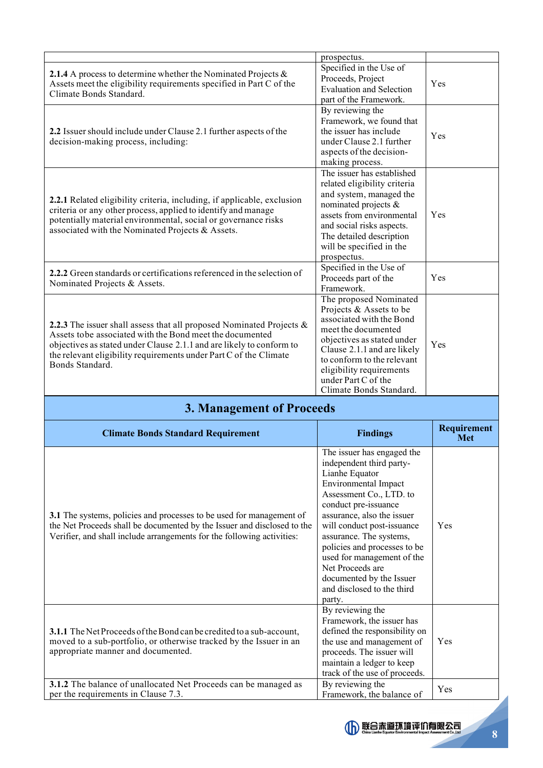| | | |
|---|---|---|
| | prospectus. | |
| **2.1.4** A process to determine whether the Nominated Projects & Assets meet the eligibility requirements specified in Part C of the Climate Bonds Standard. | Specified in the Use of Proceeds, Project Evaluation and Selection part of the Framework. | Yes |
| **2.2** Issuer should include under Clause 2.1 further aspects of the decision-making process, including: | By reviewing the Framework, we found that the issuer has include under Clause 2.1 further aspects of the decision-making process. | Yes |
| **2.2.1** Related eligibility criteria, including, if applicable, exclusion criteria or any other process, applied to identify and manage potentially material environmental, social or governance risks associated with the Nominated Projects & Assets. | The issuer has established related eligibility criteria and system, managed the nominated projects & assets from environmental and social risks aspects. The detailed description will be specified in the prospectus. | Yes |
| **2.2.2** Green standards or certifications referenced in the selection of Nominated Projects & Assets. | Specified in the Use of Proceeds part of the Framework. | Yes |
| **2.2.3** The issuer shall assess that all proposed Nominated Projects & Assets tobe associated with the Bond meet the documented objectives as stated under Clause 2.1.1 and are likely to conform to the relevant eligibility requirements under Part C of the Climate Bonds Standard. | The proposed Nominated Projects & Assets to be associated with the Bond meet the documented objectives as stated under Clause 2.1.1 and are likely to conform to the relevant eligibility requirements under Part C of the Climate Bonds Standard. | Yes |

## 3. Management of Proceeds

| Climate Bonds Standard Requirement | Findings | Requirement Met |
|---|---|---|
| **3.1** The systems, policies and processes to be used for management of the Net Proceeds shall be documented by the Issuer and disclosed to the Verifier, and shall include arrangements for the following activities: | The issuer has engaged the independent third party- Lianhe Equator Environmental Impact Assessment Co., LTD. to conduct pre-issuance assurance, also the issuer will conduct post-issuance assurance. The systems, policies and processes to be used for management of the Net Proceeds are documented by the Issuer and disclosed to the third party. | Yes |
| **3.1.1** The Net Proceeds of the Bond can be credited to a sub-account, moved to a sub-portfolio, or otherwise tracked by the Issuer in an appropriate manner and documented. | By reviewing the Framework, the issuer has defined the responsibility on the use and management of proceeds. The issuer will maintain a ledger to keep track of the use of proceeds. | Yes |
| **3.1.2** The balance of unallocated Net Proceeds can be managed as per the requirements in Clause 7.3. | By reviewing the Framework, the balance of | Yes |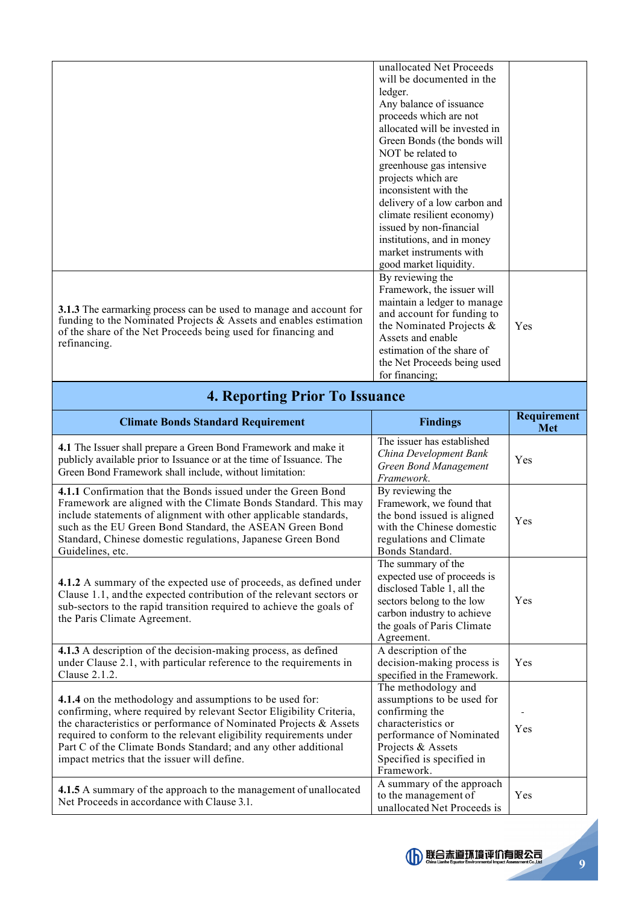| | | |
|---|---|---|
| | unallocated Net Proceeds will be documented in the ledger.<br>Any balance of issuance proceeds which are not allocated will be invested in Green Bonds (the bonds will NOT be related to greenhouse gas intensive projects which are inconsistent with the delivery of a low carbon and climate resilient economy) issued by non-financial institutions, and in money market instruments with good market liquidity. | |
| **3.1.3** The earmarking process can be used to manage and account for funding to the Nominated Projects & Assets and enables estimation of the share of the Net Proceeds being used for financing and refinancing. | By reviewing the Framework, the issuer will maintain a ledger to manage and account for funding to the Nominated Projects & Assets and enable estimation of the share of the Net Proceeds being used for financing; | Yes |

## 4. Reporting Prior To Issuance

| Climate Bonds Standard Requirement | Findings | Requirement Met |
|---|---|---|
| **4.1** The Issuer shall prepare a Green Bond Framework and make it publicly available prior to Issuance or at the time of Issuance. The Green Bond Framework shall include, without limitation: | The issuer has established *China Development Bank Green Bond Management Framework.* | Yes |
| **4.1.1** Confirmation that the Bonds issued under the Green Bond Framework are aligned with the Climate Bonds Standard. This may include statements of alignment with other applicable standards, such as the EU Green Bond Standard, the ASEAN Green Bond Standard, Chinese domestic regulations, Japanese Green Bond Guidelines, etc. | By reviewing the Framework, we found that the bond issued is aligned with the Chinese domestic regulations and Climate Bonds Standard. | Yes |
| **4.1.2** A summary of the expected use of proceeds, as defined under Clause 1.1, andthe expected contribution of the relevant sectors or sub-sectors to the rapid transition required to achieve the goals of the Paris Climate Agreement. | The summary of the expected use of proceeds is disclosed Table 1, all the sectors belong to the low carbon industry to achieve the goals of Paris Climate Agreement. | Yes |
| **4.1.3** A description of the decision-making process, as defined under Clause 2.1, with particular reference to the requirements in Clause 2.1.2. | A description of the decision-making process is specified in the Framework. | Yes |
| **4.1.4** on the methodology and assumptions to be used for: confirming, where required by relevant Sector Eligibility Criteria, the characteristics or performance of Nominated Projects & Assets required to conform to the relevant eligibility requirements under Part C of the Climate Bonds Standard; and any other additional impact metrics that the issuer will define. | The methodology and assumptions to be used for confirming the characteristics or performance of Nominated Projects & Assets Specified is specified in Framework. | -<br>Yes |
| **4.1.5** A summary of the approach to the management of unallocated Net Proceeds in accordance with Clause 3.1. | A summary of the approach to the management of unallocated Net Proceeds is | Yes |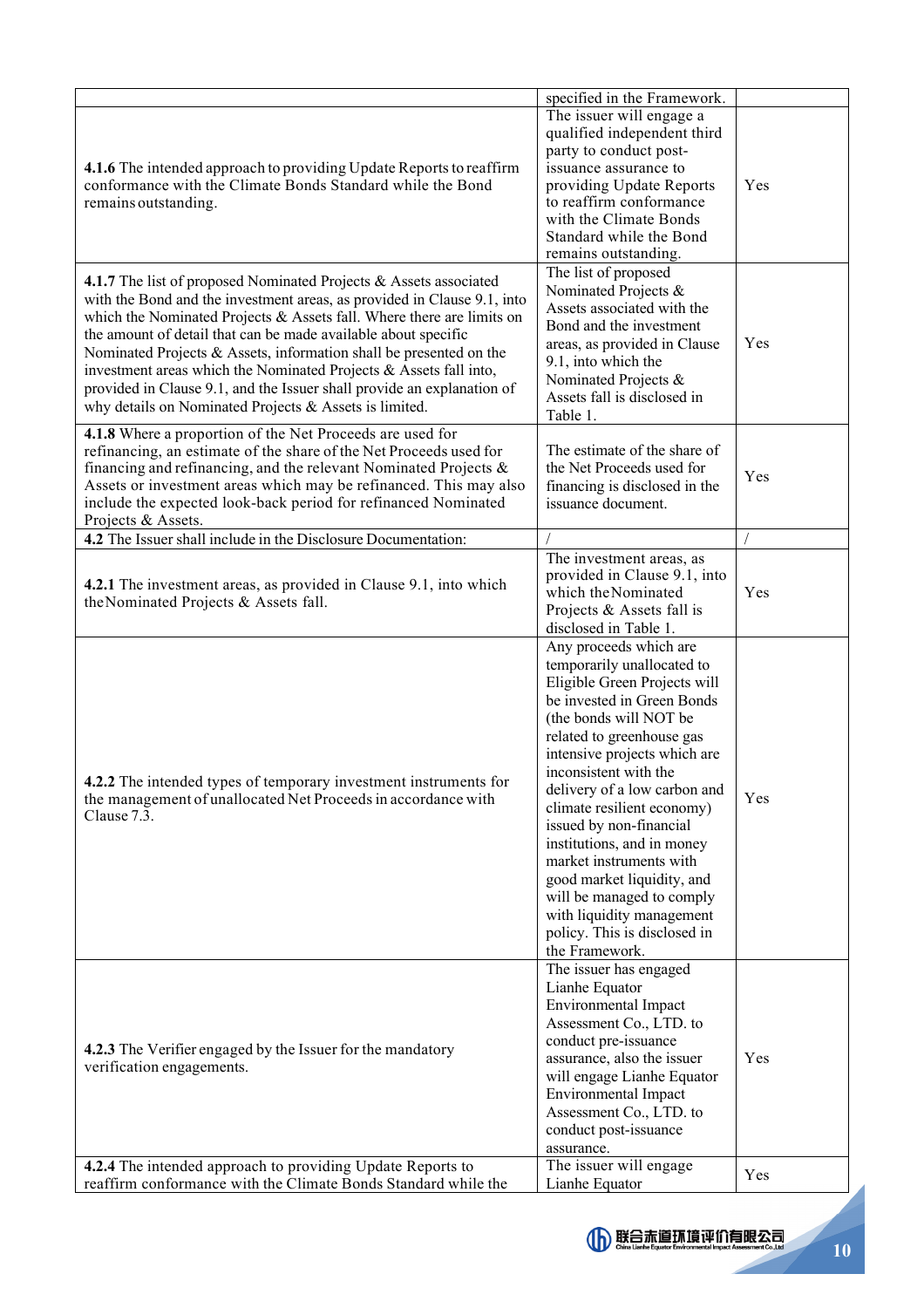| | | |
|---|---|---|
| | specified in the Framework. | |
| **4.1.6** The intended approach to providing Update Reports to reaffirm conformance with the Climate Bonds Standard while the Bond remains outstanding. | The issuer will engage a qualified independent third party to conduct post-issuance assurance to providing Update Reports to reaffirm conformance with the Climate Bonds Standard while the Bond remains outstanding. | Yes |
| **4.1.7** The list of proposed Nominated Projects & Assets associated with the Bond and the investment areas, as provided in Clause 9.1, into which the Nominated Projects & Assets fall. Where there are limits on the amount of detail that can be made available about specific Nominated Projects & Assets, information shall be presented on the investment areas which the Nominated Projects & Assets fall into, provided in Clause 9.1, and the Issuer shall provide an explanation of why details on Nominated Projects & Assets is limited. | The list of proposed Nominated Projects & Assets associated with the Bond and the investment areas, as provided in Clause 9.1, into which the Nominated Projects & Assets fall is disclosed in Table 1. | Yes |
| **4.1.8** Where a proportion of the Net Proceeds are used for refinancing, an estimate of the share of the Net Proceeds used for financing and refinancing, and the relevant Nominated Projects & Assets or investment areas which may be refinanced. This may also include the expected look-back period for refinanced Nominated Projects & Assets. | The estimate of the share of the Net Proceeds used for financing is disclosed in the issuance document. | Yes |
| **4.2** The Issuer shall include in the Disclosure Documentation: | / | / |
| **4.2.1** The investment areas, as provided in Clause 9.1, into which the Nominated Projects & Assets fall. | The investment areas, as provided in Clause 9.1, into which the Nominated Projects & Assets fall is disclosed in Table 1. | Yes |
| **4.2.2** The intended types of temporary investment instruments for the management of unallocated Net Proceeds in accordance with Clause 7.3. | Any proceeds which are temporarily unallocated to Eligible Green Projects will be invested in Green Bonds (the bonds will NOT be related to greenhouse gas intensive projects which are inconsistent with the delivery of a low carbon and climate resilient economy) issued by non-financial institutions, and in money market instruments with good market liquidity, and will be managed to comply with liquidity management policy. This is disclosed in the Framework. | Yes |
| **4.2.3** The Verifier engaged by the Issuer for the mandatory verification engagements. | The issuer has engaged Lianhe Equator Environmental Impact Assessment Co., LTD. to conduct pre-issuance assurance, also the issuer will engage Lianhe Equator Environmental Impact Assessment Co., LTD. to conduct post-issuance assurance. | Yes |
| **4.2.4** The intended approach to providing Update Reports to reaffirm conformance with the Climate Bonds Standard while the | The issuer will engage Lianhe Equator | Yes |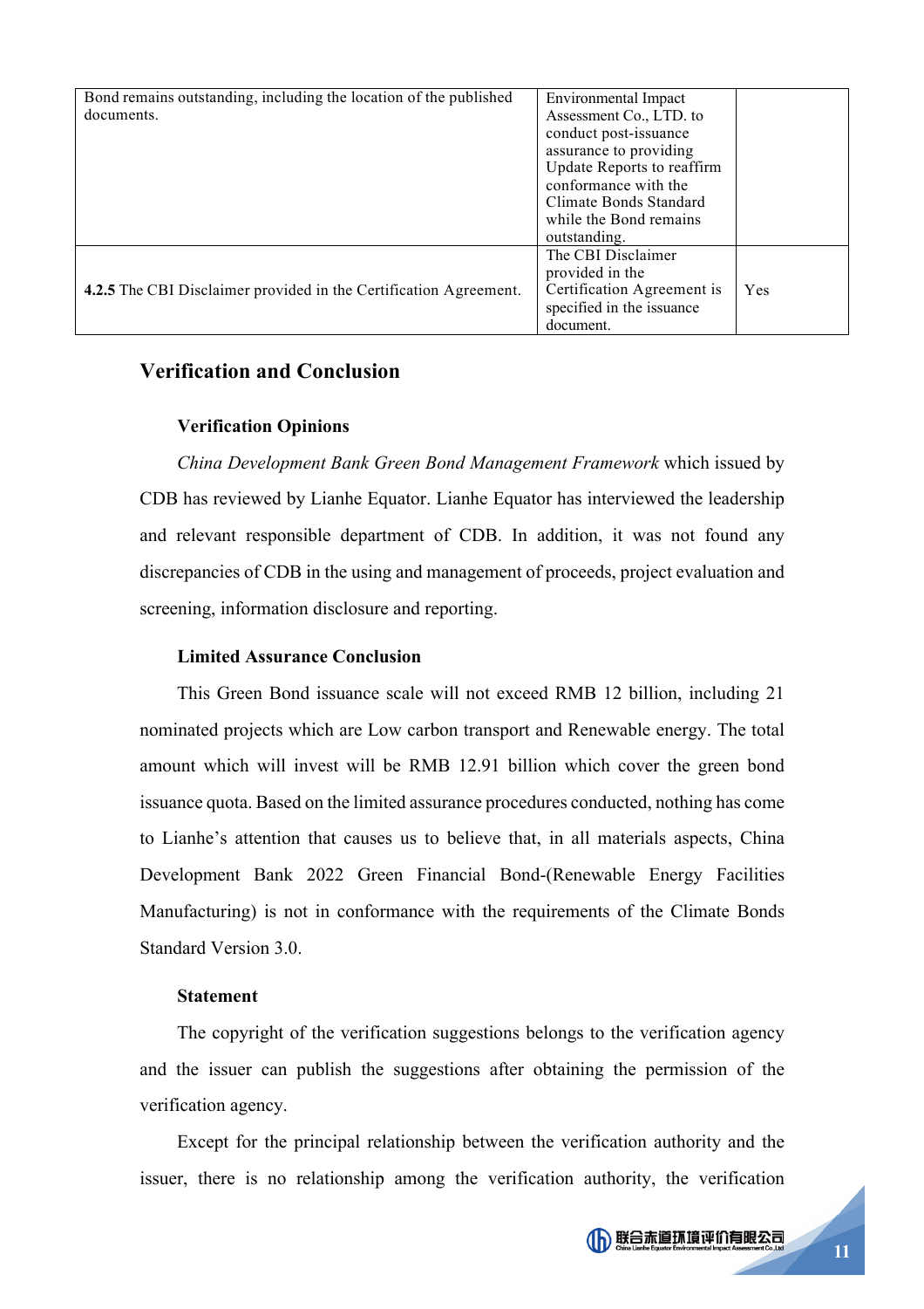| | | |
|---|---|---|
| Bond remains outstanding, including the location of the published documents. | Environmental Impact Assessment Co., LTD. to conduct post-issuance assurance to providing Update Reports to reaffirm conformance with the Climate Bonds Standard while the Bond remains outstanding. | |
| **4.2.5** The CBI Disclaimer provided in the Certification Agreement. | The CBI Disclaimer provided in the Certification Agreement is specified in the issuance document. | Yes |

## Verification and Conclusion

### Verification Opinions

*China Development Bank Green Bond Management Framework* which issued by CDB has reviewed by Lianhe Equator. Lianhe Equator has interviewed the leadership and relevant responsible department of CDB. In addition, it was not found any discrepancies of CDB in the using and management of proceeds, project evaluation and screening, information disclosure and reporting.

### Limited Assurance Conclusion

This Green Bond issuance scale will not exceed RMB 12 billion, including 21 nominated projects which are Low carbon transport and Renewable energy. The total amount which will invest will be RMB 12.91 billion which cover the green bond issuance quota. Based on the limited assurance procedures conducted, nothing has come to Lianhe's attention that causes us to believe that, in all materials aspects, China Development Bank 2022 Green Financial Bond-(Renewable Energy Facilities Manufacturing) is not in conformance with the requirements of the Climate Bonds Standard Version 3.0.

### Statement

The copyright of the verification suggestions belongs to the verification agency and the issuer can publish the suggestions after obtaining the permission of the verification agency.

Except for the principal relationship between the verification authority and the issuer, there is no relationship among the verification authority, the verification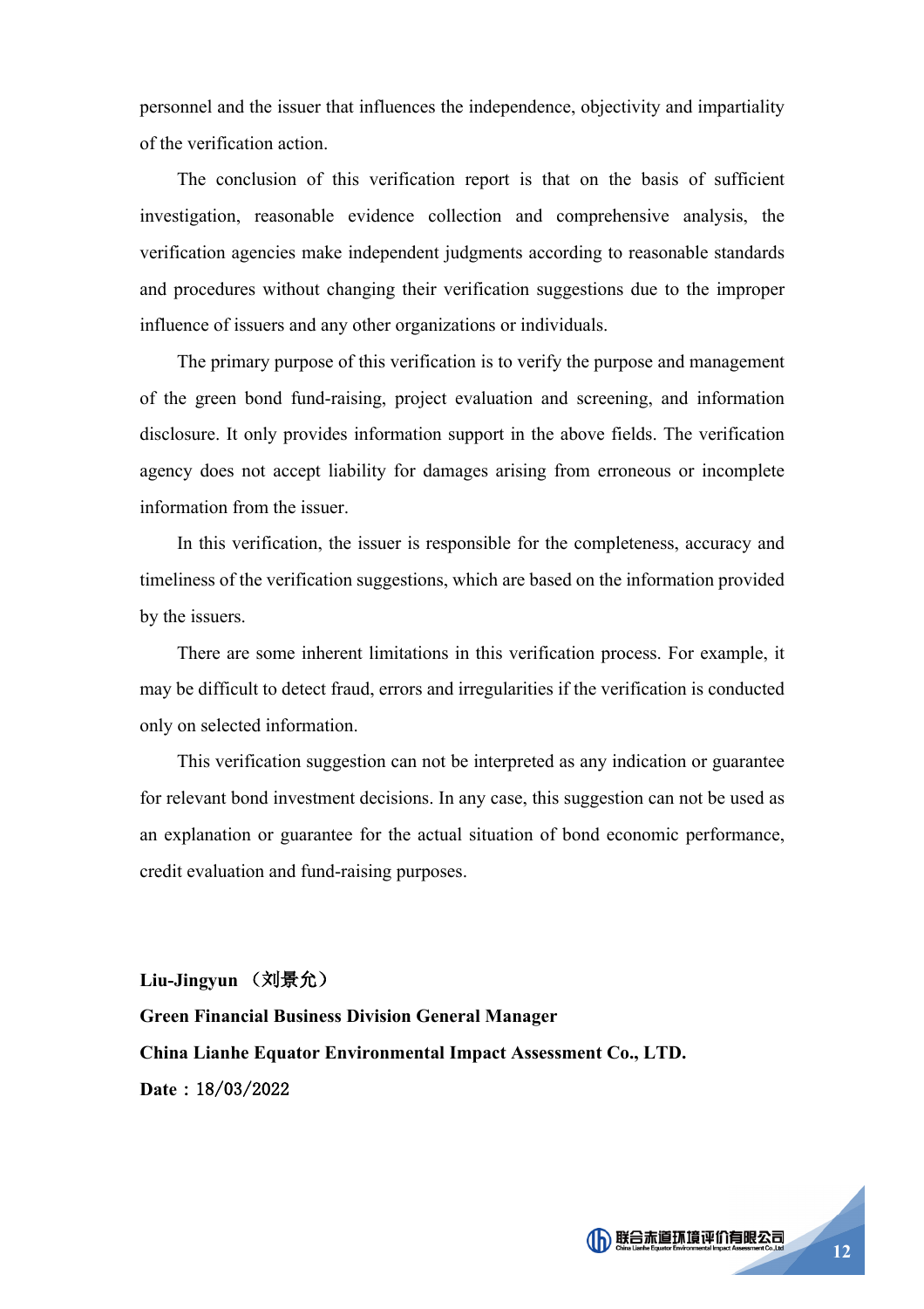personnel and the issuer that influences the independence, objectivity and impartiality of the verification action.

The conclusion of this verification report is that on the basis of sufficient investigation, reasonable evidence collection and comprehensive analysis, the verification agencies make independent judgments according to reasonable standards and procedures without changing their verification suggestions due to the improper influence of issuers and any other organizations or individuals.

The primary purpose of this verification is to verify the purpose and management of the green bond fund-raising, project evaluation and screening, and information disclosure. It only provides information support in the above fields. The verification agency does not accept liability for damages arising from erroneous or incomplete information from the issuer.

In this verification, the issuer is responsible for the completeness, accuracy and timeliness of the verification suggestions, which are based on the information provided by the issuers.

There are some inherent limitations in this verification process. For example, it may be difficult to detect fraud, errors and irregularities if the verification is conducted only on selected information.

This verification suggestion can not be interpreted as any indication or guarantee for relevant bond investment decisions. In any case, this suggestion can not be used as an explanation or guarantee for the actual situation of bond economic performance, credit evaluation and fund-raising purposes.

**Liu-Jingyun （刘景允）**

**Green Financial Business Division General Manager**

**China Lianhe Equator Environmental Impact Assessment Co., LTD.**

**Date：**18/03/2022